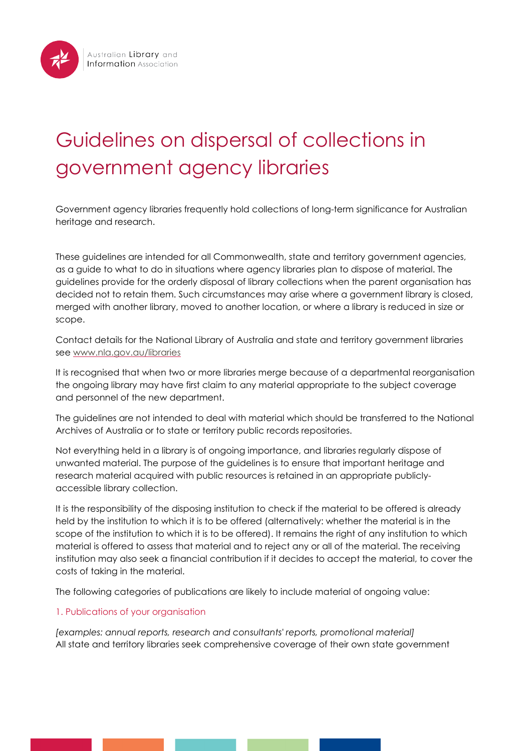Australian Library and Information Association

# Guidelines on dispersal of collections in government agency libraries

Government agency libraries frequently hold collections of long-term significance for Australian heritage and research.

These guidelines are intended for all Commonwealth, state and territory government agencies, as a guide to what to do in situations where agency libraries plan to dispose of material. The guidelines provide for the orderly disposal of library collections when the parent organisation has decided not to retain them. Such circumstances may arise where a government library is closed, merged with another library, moved to another location, or where a library is reduced in size or scope.

Contact details for the National Library of Australia and state and territory government libraries see [www.nla.gov.au/libraries](http://www.nla.gov.au/libraries)

It is recognised that when two or more libraries merge because of a departmental reorganisation the ongoing library may have first claim to any material appropriate to the subject coverage and personnel of the new department.

The guidelines are not intended to deal with material which should be transferred to the National Archives of Australia or to state or territory public records repositories.

Not everything held in a library is of ongoing importance, and libraries regularly dispose of unwanted material. The purpose of the guidelines is to ensure that important heritage and research material acquired with public resources is retained in an appropriate publicly-accessible library collection.

It is the responsibility of the disposing institution to check if the material to be offered is already held by the institution to which it is to be offered (alternatively: whether the material is in the scope of the institution to which it is to be offered). It remains the right of any institution to which material is offered to assess that material and to reject any or all of the material. The receiving institution may also seek a financial contribution if it decides to accept the material, to cover the costs of taking in the material.

The following categories of publications are likely to include material of ongoing value:

### 1. Publications of your organisation

*[examples: annual reports, research and consultants' reports, promotional material]*
All state and territory libraries seek comprehensive coverage of their own state government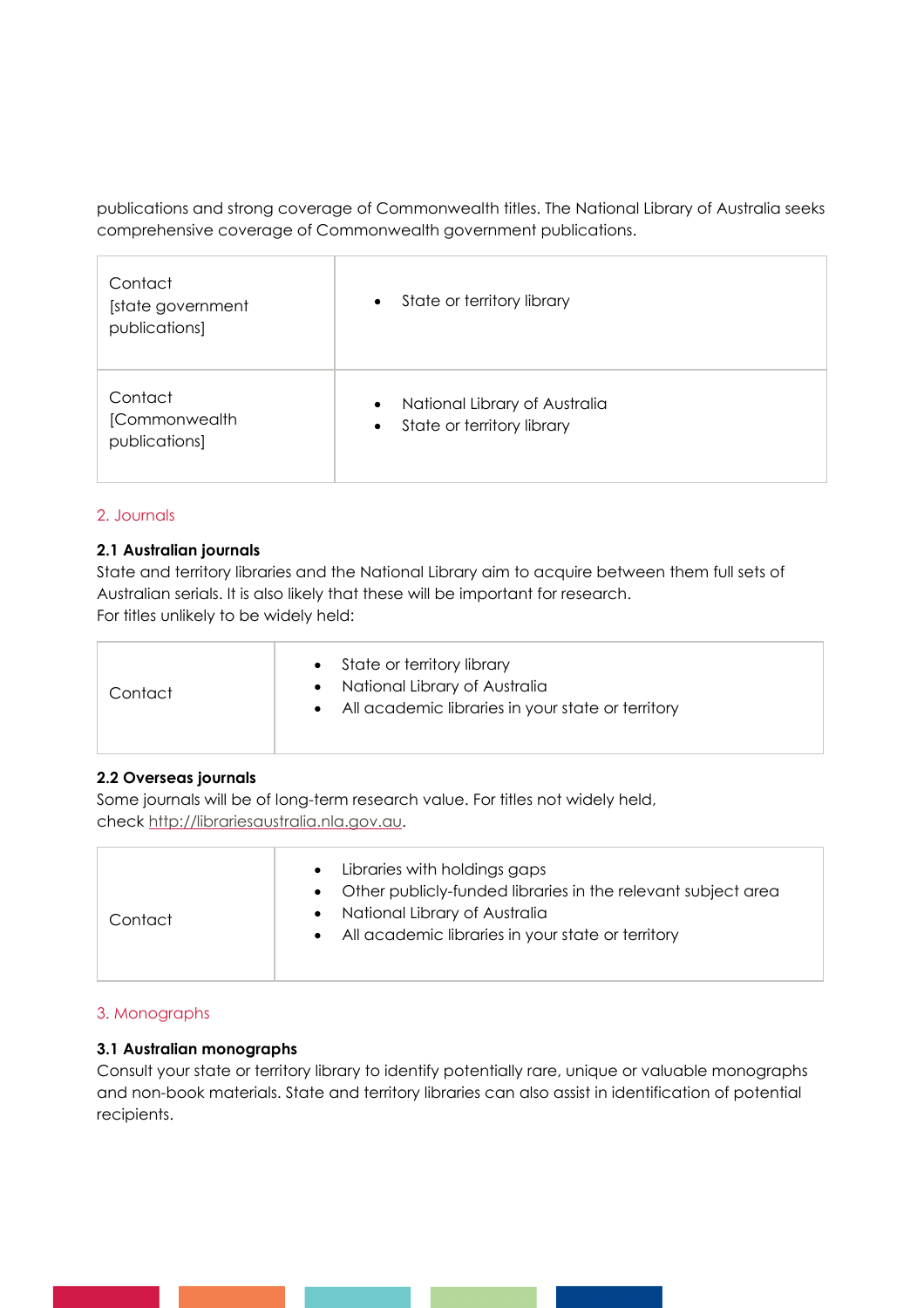publications and strong coverage of Commonwealth titles. The National Library of Australia seeks comprehensive coverage of Commonwealth government publications.

| | |
|---|---|
| Contact [state government publications] | • State or territory library |
| Contact [Commonwealth publications] | • National Library of Australia<br>• State or territory library |

## 2. Journals

**2.1 Australian journals**

State and territory libraries and the National Library aim to acquire between them full sets of Australian serials. It is also likely that these will be important for research.
For titles unlikely to be widely held:

| | |
|---|---|
| Contact | • State or territory library<br>• National Library of Australia<br>• All academic libraries in your state or territory |

**2.2 Overseas journals**

Some journals will be of long-term research value. For titles not widely held, check http://librariesaustralia.nla.gov.au.

| | |
|---|---|
| Contact | • Libraries with holdings gaps<br>• Other publicly-funded libraries in the relevant subject area<br>• National Library of Australia<br>• All academic libraries in your state or territory |

## 3. Monographs

**3.1 Australian monographs**

Consult your state or territory library to identify potentially rare, unique or valuable monographs and non-book materials. State and territory libraries can also assist in identification of potential recipients.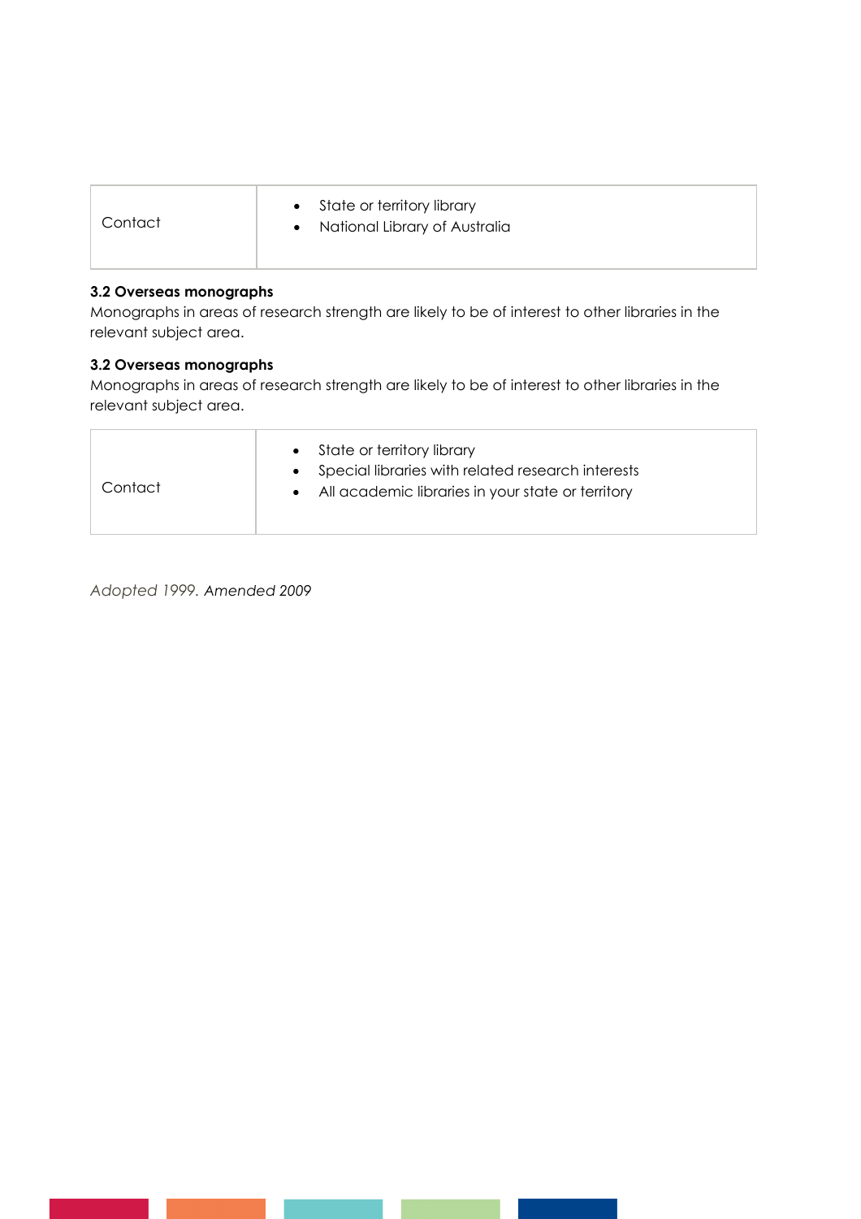| | |
|---|---|
| Contact | • State or territory library<br>• National Library of Australia |

**3.2 Overseas monographs**
Monographs in areas of research strength are likely to be of interest to other libraries in the relevant subject area.

**3.2 Overseas monographs**
Monographs in areas of research strength are likely to be of interest to other libraries in the relevant subject area.

| | |
|---|---|
| Contact | • State or territory library<br>• Special libraries with related research interests<br>• All academic libraries in your state or territory |

*Adopted 1999. Amended 2009*